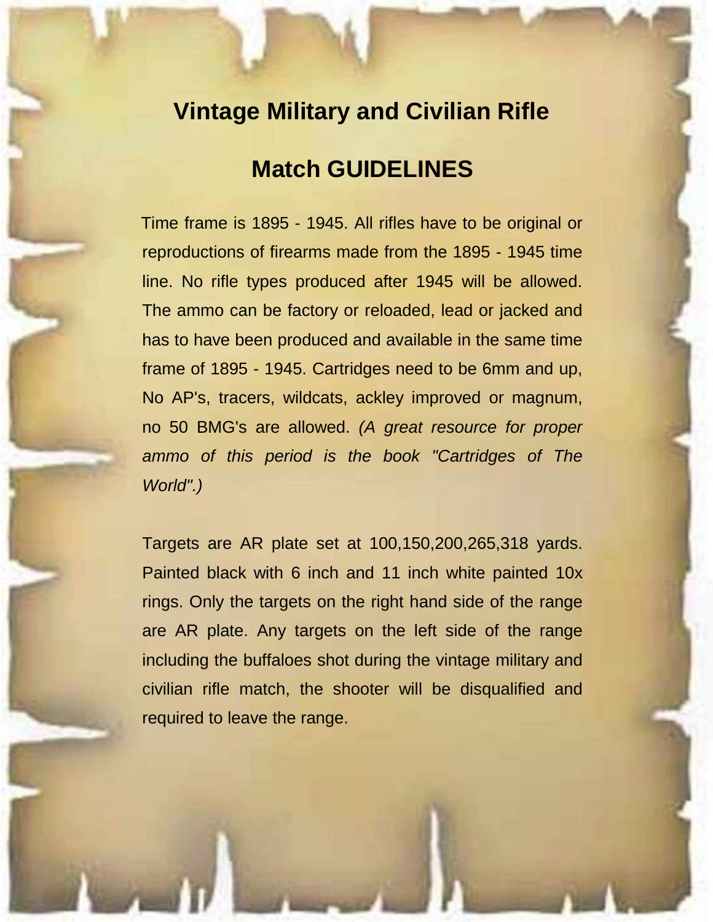# Vintage Military and Civilian Rifle

# Match GUIDELINES

Time frame is 1895 - 1945. All rifles have to be original or reproductions of firearms made from the 1895 - 1945 time line. No rifle types produced after 1945 will be allowed. The ammo can be factory or reloaded, lead or jacked and has to have been produced and available in the same time frame of 1895 - 1945. Cartridges need to be 6mm and up, No AP's, tracers, wildcats, ackley improved or magnum, no 50 BMG's are allowed. *(A great resource for proper ammo of this period is the book "Cartridges of The World".)*

Targets are AR plate set at 100,150,200,265,318 yards. Painted black with 6 inch and 11 inch white painted 10x rings. Only the targets on the right hand side of the range are AR plate. Any targets on the left side of the range including the buffaloes shot during the vintage military and civilian rifle match, the shooter will be disqualified and required to leave the range.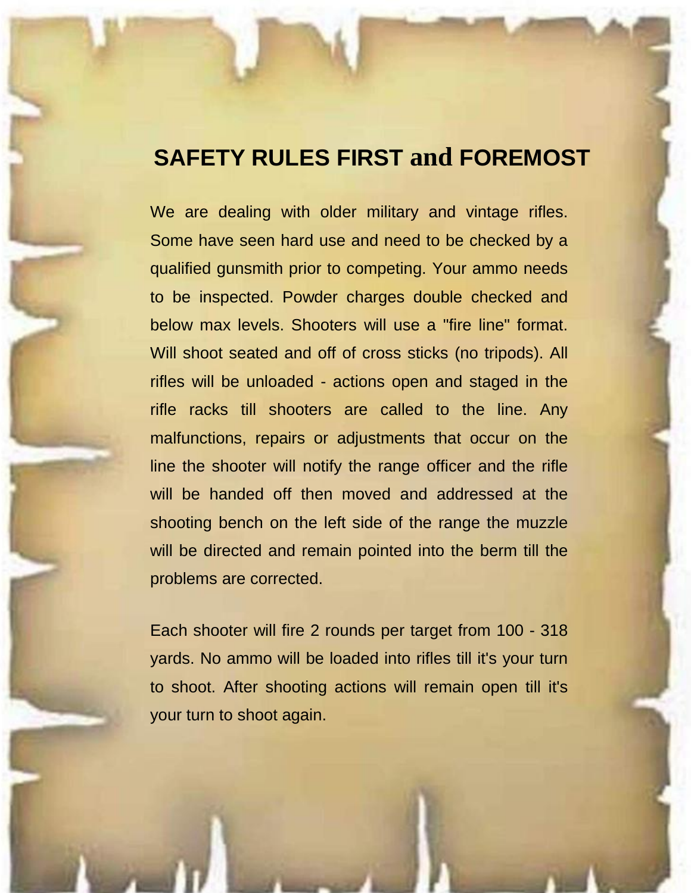## SAFETY RULES FIRST and FOREMOST

We are dealing with older military and vintage rifles. Some have seen hard use and need to be checked by a qualified gunsmith prior to competing. Your ammo needs to be inspected. Powder charges double checked and below max levels. Shooters will use a "fire line" format. Will shoot seated and off of cross sticks (no tripods). All rifles will be unloaded - actions open and staged in the rifle racks till shooters are called to the line. Any malfunctions, repairs or adjustments that occur on the line the shooter will notify the range officer and the rifle will be handed off then moved and addressed at the shooting bench on the left side of the range the muzzle will be directed and remain pointed into the berm till the problems are corrected.

Each shooter will fire 2 rounds per target from 100 - 318 yards. No ammo will be loaded into rifles till it's your turn to shoot. After shooting actions will remain open till it's your turn to shoot again.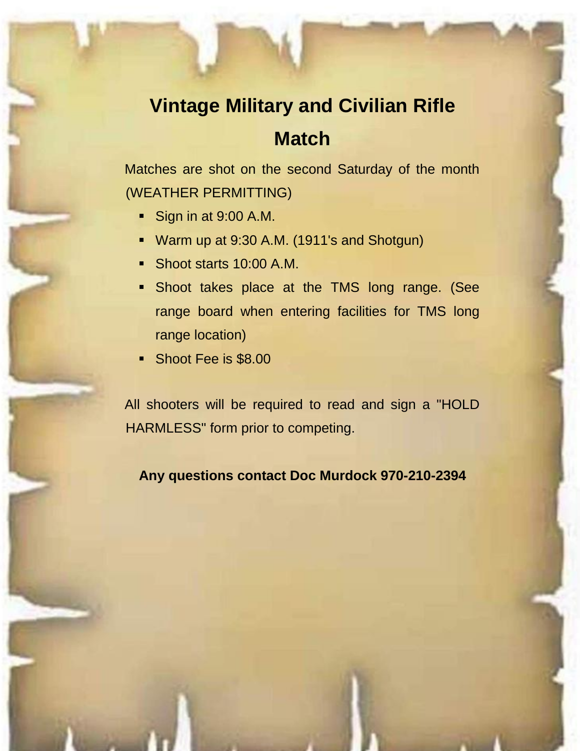# Vintage Military and Civilian Rifle Match

Matches are shot on the second Saturday of the month (WEATHER PERMITTING)

- Sign in at 9:00 A.M.
- Warm up at 9:30 A.M. (1911's and Shotgun)
- Shoot starts 10:00 A.M.
- Shoot takes place at the TMS long range. (See range board when entering facilities for TMS long range location)
- Shoot Fee is $8.00

All shooters will be required to read and sign a "HOLD HARMLESS" form prior to competing.

**Any questions contact Doc Murdock 970-210-2394**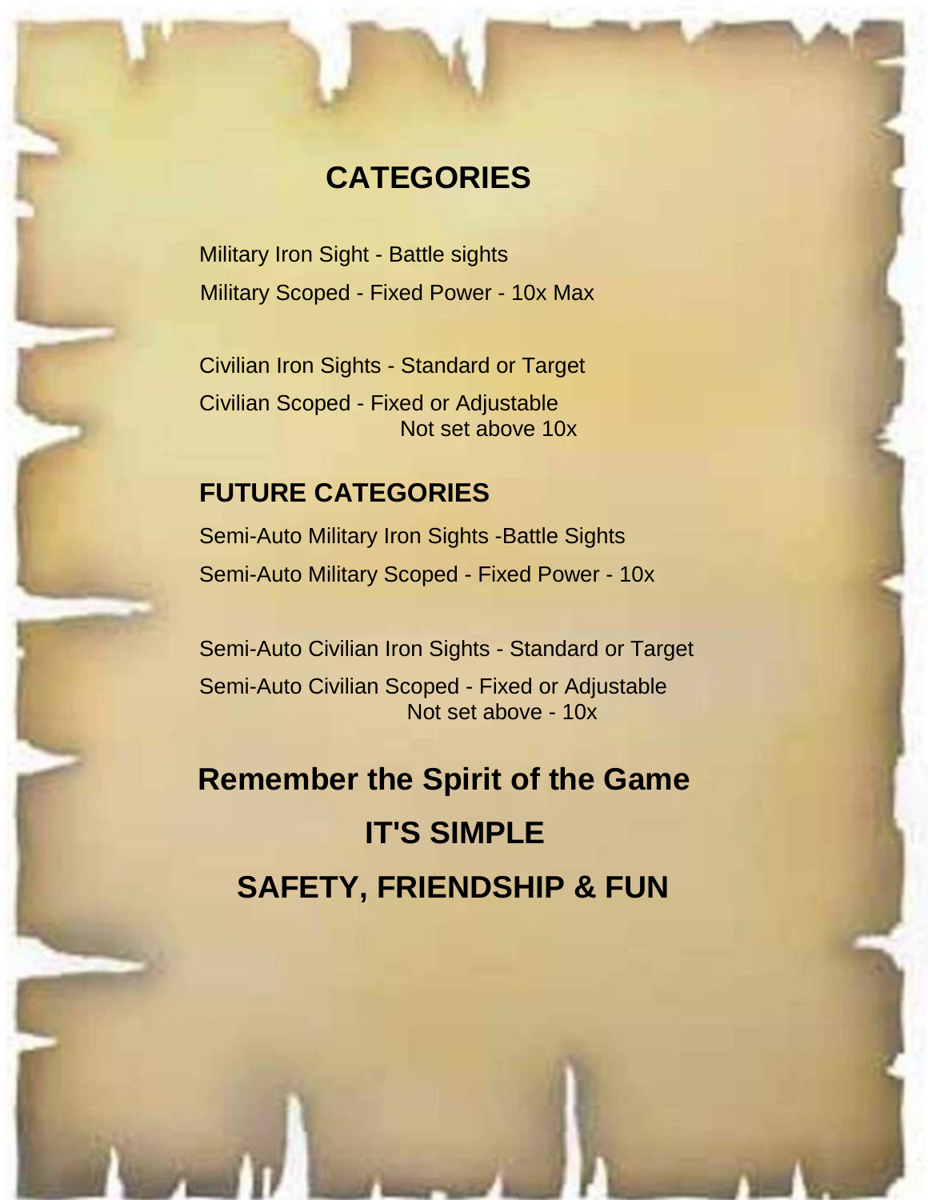# CATEGORIES

Military Iron Sight - Battle sights

Military Scoped - Fixed Power - 10x Max

Civilian Iron Sights - Standard or Target

Civilian Scoped - Fixed or Adjustable
Not set above 10x

## FUTURE CATEGORIES

Semi-Auto Military Iron Sights -Battle Sights

Semi-Auto Military Scoped - Fixed Power - 10x

Semi-Auto Civilian Iron Sights - Standard or Target

Semi-Auto Civilian Scoped - Fixed or Adjustable
Not set above - 10x

**Remember the Spirit of the Game**

**IT'S SIMPLE**

**SAFETY, FRIENDSHIP & FUN**